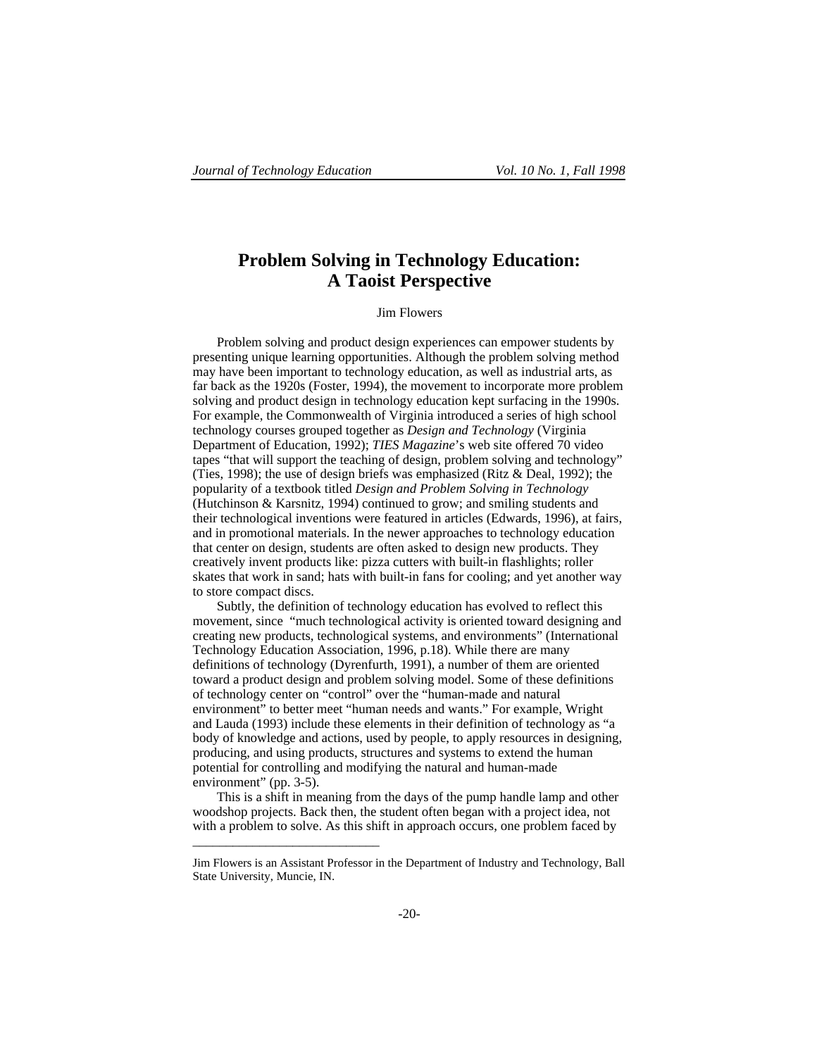# Problem Solving in Technology Education: A Taoist Perspective

Jim Flowers

Problem solving and product design experiences can empower students by presenting unique learning opportunities. Although the problem solving method may have been important to technology education, as well as industrial arts, as far back as the 1920s (Foster, 1994), the movement to incorporate more problem solving and product design in technology education kept surfacing in the 1990s. For example, the Commonwealth of Virginia introduced a series of high school technology courses grouped together as *Design and Technology* (Virginia Department of Education, 1992); *TIES Magazine*'s web site offered 70 video tapes "that will support the teaching of design, problem solving and technology" (Ties, 1998); the use of design briefs was emphasized (Ritz & Deal, 1992); the popularity of a textbook titled *Design and Problem Solving in Technology* (Hutchinson & Karsnitz, 1994) continued to grow; and smiling students and their technological inventions were featured in articles (Edwards, 1996), at fairs, and in promotional materials. In the newer approaches to technology education that center on design, students are often asked to design new products. They creatively invent products like: pizza cutters with built-in flashlights; roller skates that work in sand; hats with built-in fans for cooling; and yet another way to store compact discs.

Subtly, the definition of technology education has evolved to reflect this movement, since "much technological activity is oriented toward designing and creating new products, technological systems, and environments" (International Technology Education Association, 1996, p.18). While there are many definitions of technology (Dyrenfurth, 1991), a number of them are oriented toward a product design and problem solving model. Some of these definitions of technology center on "control" over the "human-made and natural environment" to better meet "human needs and wants." For example, Wright and Lauda (1993) include these elements in their definition of technology as "a body of knowledge and actions, used by people, to apply resources in designing, producing, and using products, structures and systems to extend the human potential for controlling and modifying the natural and human-made environment" (pp. 3-5).

This is a shift in meaning from the days of the pump handle lamp and other woodshop projects. Back then, the student often began with a project idea, not with a problem to solve. As this shift in approach occurs, one problem faced by

---

Jim Flowers is an Assistant Professor in the Department of Industry and Technology, Ball State University, Muncie, IN.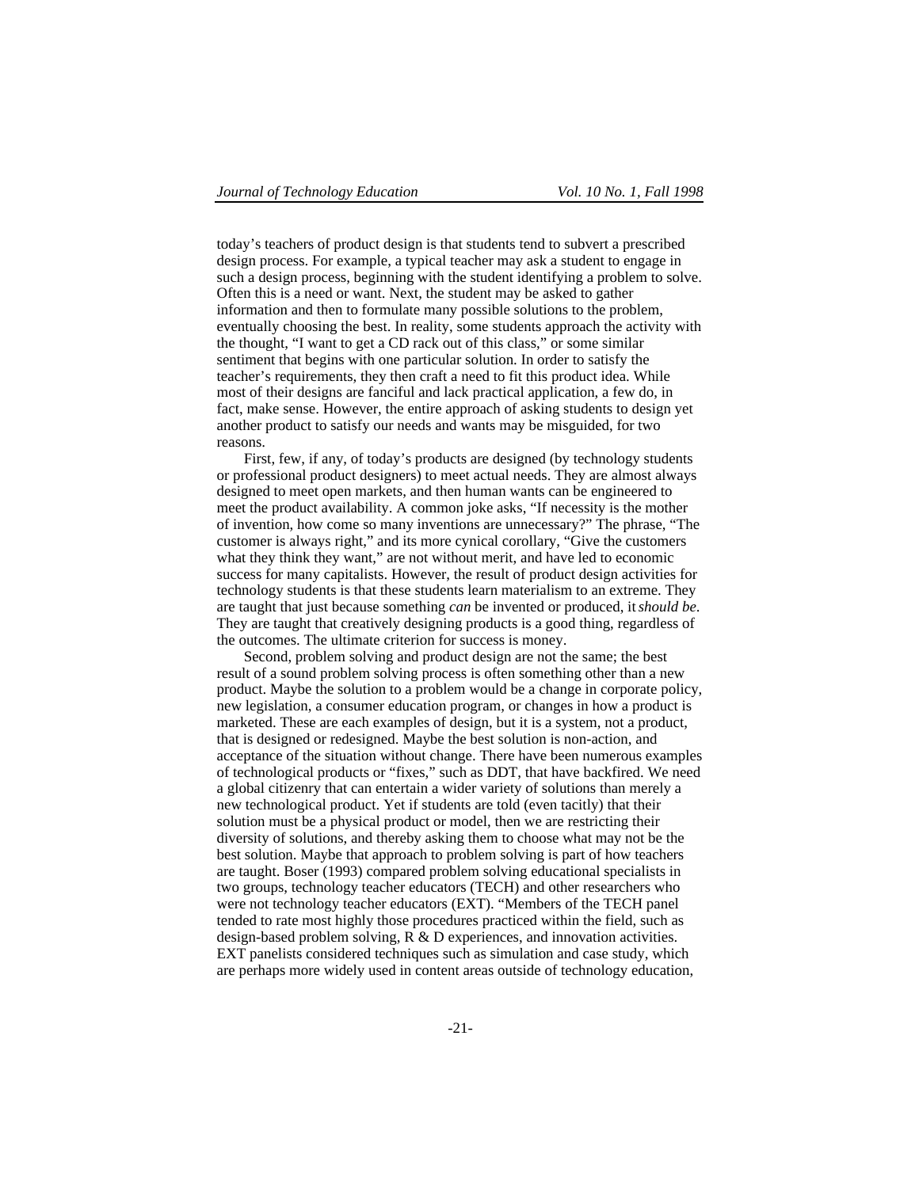today's teachers of product design is that students tend to subvert a prescribed design process. For example, a typical teacher may ask a student to engage in such a design process, beginning with the student identifying a problem to solve. Often this is a need or want. Next, the student may be asked to gather information and then to formulate many possible solutions to the problem, eventually choosing the best. In reality, some students approach the activity with the thought, "I want to get a CD rack out of this class," or some similar sentiment that begins with one particular solution. In order to satisfy the teacher's requirements, they then craft a need to fit this product idea. While most of their designs are fanciful and lack practical application, a few do, in fact, make sense. However, the entire approach of asking students to design yet another product to satisfy our needs and wants may be misguided, for two reasons.

First, few, if any, of today's products are designed (by technology students or professional product designers) to meet actual needs. They are almost always designed to meet open markets, and then human wants can be engineered to meet the product availability. A common joke asks, "If necessity is the mother of invention, how come so many inventions are unnecessary?" The phrase, "The customer is always right," and its more cynical corollary, "Give the customers what they think they want," are not without merit, and have led to economic success for many capitalists. However, the result of product design activities for technology students is that these students learn materialism to an extreme. They are taught that just because something *can* be invented or produced, it *should be*. They are taught that creatively designing products is a good thing, regardless of the outcomes. The ultimate criterion for success is money.

Second, problem solving and product design are not the same; the best result of a sound problem solving process is often something other than a new product. Maybe the solution to a problem would be a change in corporate policy, new legislation, a consumer education program, or changes in how a product is marketed. These are each examples of design, but it is a system, not a product, that is designed or redesigned. Maybe the best solution is non-action, and acceptance of the situation without change. There have been numerous examples of technological products or "fixes," such as DDT, that have backfired. We need a global citizenry that can entertain a wider variety of solutions than merely a new technological product. Yet if students are told (even tacitly) that their solution must be a physical product or model, then we are restricting their diversity of solutions, and thereby asking them to choose what may not be the best solution. Maybe that approach to problem solving is part of how teachers are taught. Boser (1993) compared problem solving educational specialists in two groups, technology teacher educators (TECH) and other researchers who were not technology teacher educators (EXT). "Members of the TECH panel tended to rate most highly those procedures practiced within the field, such as design-based problem solving, R & D experiences, and innovation activities. EXT panelists considered techniques such as simulation and case study, which are perhaps more widely used in content areas outside of technology education,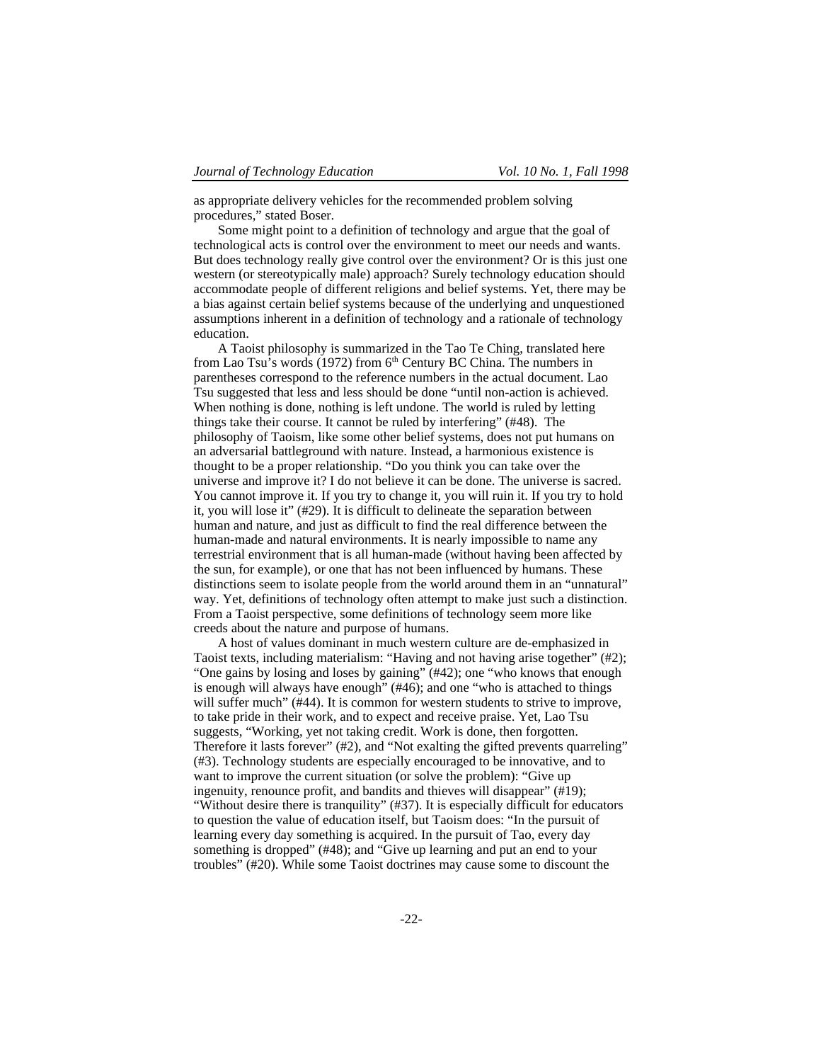as appropriate delivery vehicles for the recommended problem solving procedures," stated Boser.

Some might point to a definition of technology and argue that the goal of technological acts is control over the environment to meet our needs and wants. But does technology really give control over the environment? Or is this just one western (or stereotypically male) approach? Surely technology education should accommodate people of different religions and belief systems. Yet, there may be a bias against certain belief systems because of the underlying and unquestioned assumptions inherent in a definition of technology and a rationale of technology education.

A Taoist philosophy is summarized in the Tao Te Ching, translated here from Lao Tsu's words (1972) from 6th Century BC China. The numbers in parentheses correspond to the reference numbers in the actual document. Lao Tsu suggested that less and less should be done "until non-action is achieved. When nothing is done, nothing is left undone. The world is ruled by letting things take their course. It cannot be ruled by interfering" (#48). The philosophy of Taoism, like some other belief systems, does not put humans on an adversarial battleground with nature. Instead, a harmonious existence is thought to be a proper relationship. "Do you think you can take over the universe and improve it? I do not believe it can be done. The universe is sacred. You cannot improve it. If you try to change it, you will ruin it. If you try to hold it, you will lose it" (#29). It is difficult to delineate the separation between human and nature, and just as difficult to find the real difference between the human-made and natural environments. It is nearly impossible to name any terrestrial environment that is all human-made (without having been affected by the sun, for example), or one that has not been influenced by humans. These distinctions seem to isolate people from the world around them in an "unnatural" way. Yet, definitions of technology often attempt to make just such a distinction. From a Taoist perspective, some definitions of technology seem more like creeds about the nature and purpose of humans.

A host of values dominant in much western culture are de-emphasized in Taoist texts, including materialism: "Having and not having arise together" (#2); "One gains by losing and loses by gaining" (#42); one "who knows that enough is enough will always have enough" (#46); and one "who is attached to things will suffer much" (#44). It is common for western students to strive to improve, to take pride in their work, and to expect and receive praise. Yet, Lao Tsu suggests, "Working, yet not taking credit. Work is done, then forgotten. Therefore it lasts forever" (#2), and "Not exalting the gifted prevents quarreling" (#3). Technology students are especially encouraged to be innovative, and to want to improve the current situation (or solve the problem): "Give up ingenuity, renounce profit, and bandits and thieves will disappear" (#19); "Without desire there is tranquility" (#37). It is especially difficult for educators to question the value of education itself, but Taoism does: "In the pursuit of learning every day something is acquired. In the pursuit of Tao, every day something is dropped" (#48); and "Give up learning and put an end to your troubles" (#20). While some Taoist doctrines may cause some to discount the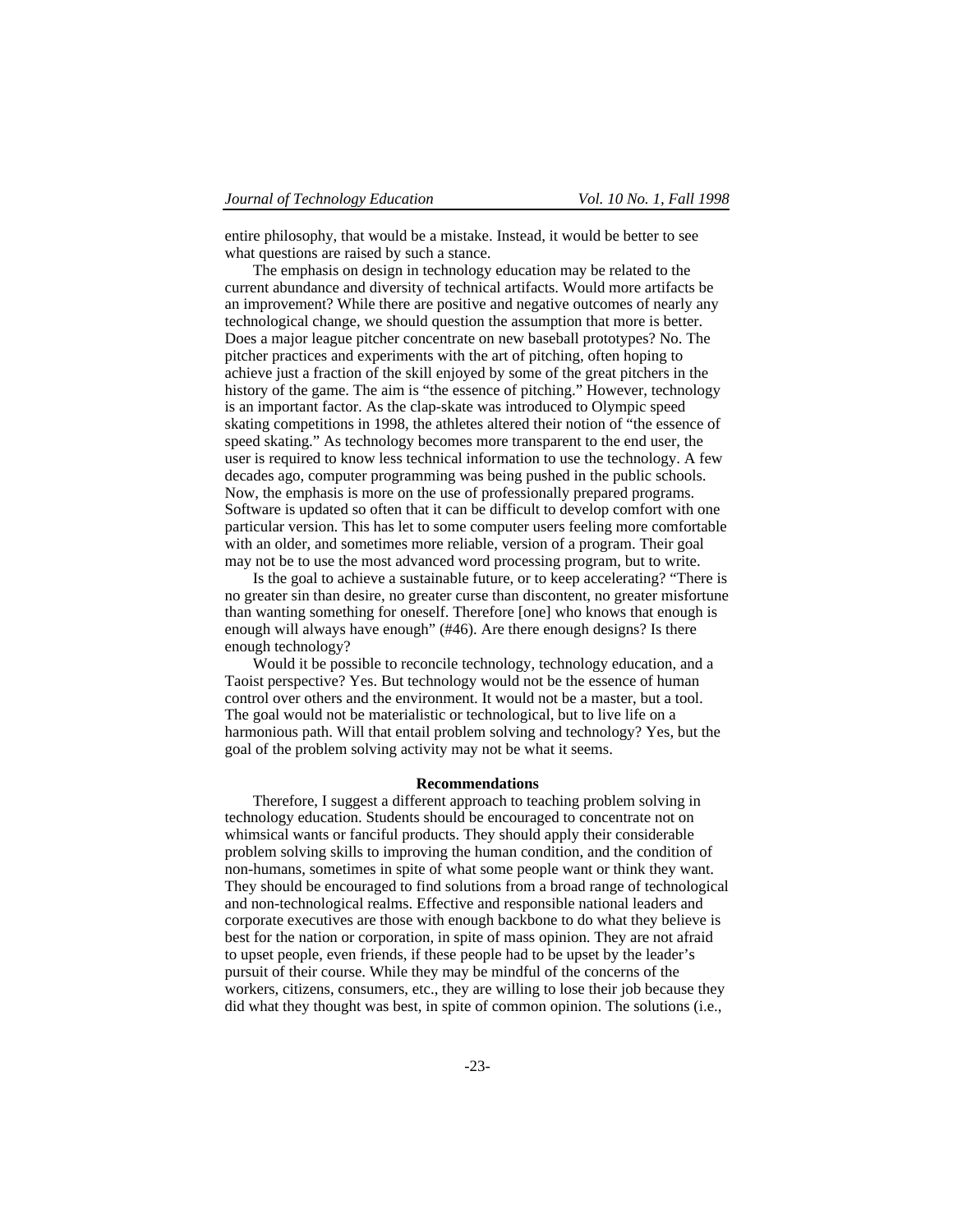entire philosophy, that would be a mistake. Instead, it would be better to see what questions are raised by such a stance.

The emphasis on design in technology education may be related to the current abundance and diversity of technical artifacts. Would more artifacts be an improvement? While there are positive and negative outcomes of nearly any technological change, we should question the assumption that more is better. Does a major league pitcher concentrate on new baseball prototypes? No. The pitcher practices and experiments with the art of pitching, often hoping to achieve just a fraction of the skill enjoyed by some of the great pitchers in the history of the game. The aim is "the essence of pitching." However, technology is an important factor. As the clap-skate was introduced to Olympic speed skating competitions in 1998, the athletes altered their notion of "the essence of speed skating." As technology becomes more transparent to the end user, the user is required to know less technical information to use the technology. A few decades ago, computer programming was being pushed in the public schools. Now, the emphasis is more on the use of professionally prepared programs. Software is updated so often that it can be difficult to develop comfort with one particular version. This has let to some computer users feeling more comfortable with an older, and sometimes more reliable, version of a program. Their goal may not be to use the most advanced word processing program, but to write.

Is the goal to achieve a sustainable future, or to keep accelerating? "There is no greater sin than desire, no greater curse than discontent, no greater misfortune than wanting something for oneself. Therefore [one] who knows that enough is enough will always have enough" (#46). Are there enough designs? Is there enough technology?

Would it be possible to reconcile technology, technology education, and a Taoist perspective? Yes. But technology would not be the essence of human control over others and the environment. It would not be a master, but a tool. The goal would not be materialistic or technological, but to live life on a harmonious path. Will that entail problem solving and technology? Yes, but the goal of the problem solving activity may not be what it seems.

## Recommendations

Therefore, I suggest a different approach to teaching problem solving in technology education. Students should be encouraged to concentrate not on whimsical wants or fanciful products. They should apply their considerable problem solving skills to improving the human condition, and the condition of non-humans, sometimes in spite of what some people want or think they want. They should be encouraged to find solutions from a broad range of technological and non-technological realms. Effective and responsible national leaders and corporate executives are those with enough backbone to do what they believe is best for the nation or corporation, in spite of mass opinion. They are not afraid to upset people, even friends, if these people had to be upset by the leader's pursuit of their course. While they may be mindful of the concerns of the workers, citizens, consumers, etc., they are willing to lose their job because they did what they thought was best, in spite of common opinion. The solutions (i.e.,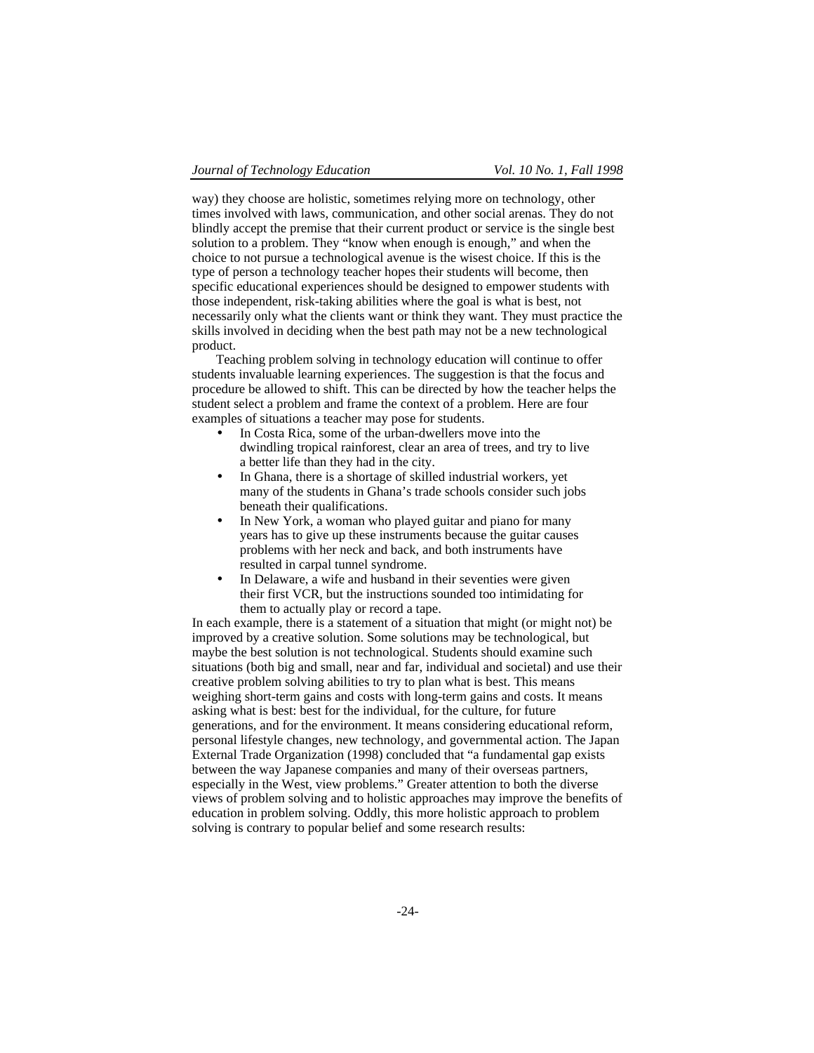way) they choose are holistic, sometimes relying more on technology, other times involved with laws, communication, and other social arenas. They do not blindly accept the premise that their current product or service is the single best solution to a problem. They "know when enough is enough," and when the choice to not pursue a technological avenue is the wisest choice. If this is the type of person a technology teacher hopes their students will become, then specific educational experiences should be designed to empower students with those independent, risk-taking abilities where the goal is what is best, not necessarily only what the clients want or think they want. They must practice the skills involved in deciding when the best path may not be a new technological product.

Teaching problem solving in technology education will continue to offer students invaluable learning experiences. The suggestion is that the focus and procedure be allowed to shift. This can be directed by how the teacher helps the student select a problem and frame the context of a problem. Here are four examples of situations a teacher may pose for students.

- In Costa Rica, some of the urban-dwellers move into the dwindling tropical rainforest, clear an area of trees, and try to live a better life than they had in the city.
- In Ghana, there is a shortage of skilled industrial workers, yet many of the students in Ghana's trade schools consider such jobs beneath their qualifications.
- In New York, a woman who played guitar and piano for many years has to give up these instruments because the guitar causes problems with her neck and back, and both instruments have resulted in carpal tunnel syndrome.
- In Delaware, a wife and husband in their seventies were given their first VCR, but the instructions sounded too intimidating for them to actually play or record a tape.

In each example, there is a statement of a situation that might (or might not) be improved by a creative solution. Some solutions may be technological, but maybe the best solution is not technological. Students should examine such situations (both big and small, near and far, individual and societal) and use their creative problem solving abilities to try to plan what is best. This means weighing short-term gains and costs with long-term gains and costs. It means asking what is best: best for the individual, for the culture, for future generations, and for the environment. It means considering educational reform, personal lifestyle changes, new technology, and governmental action. The Japan External Trade Organization (1998) concluded that "a fundamental gap exists between the way Japanese companies and many of their overseas partners, especially in the West, view problems." Greater attention to both the diverse views of problem solving and to holistic approaches may improve the benefits of education in problem solving. Oddly, this more holistic approach to problem solving is contrary to popular belief and some research results: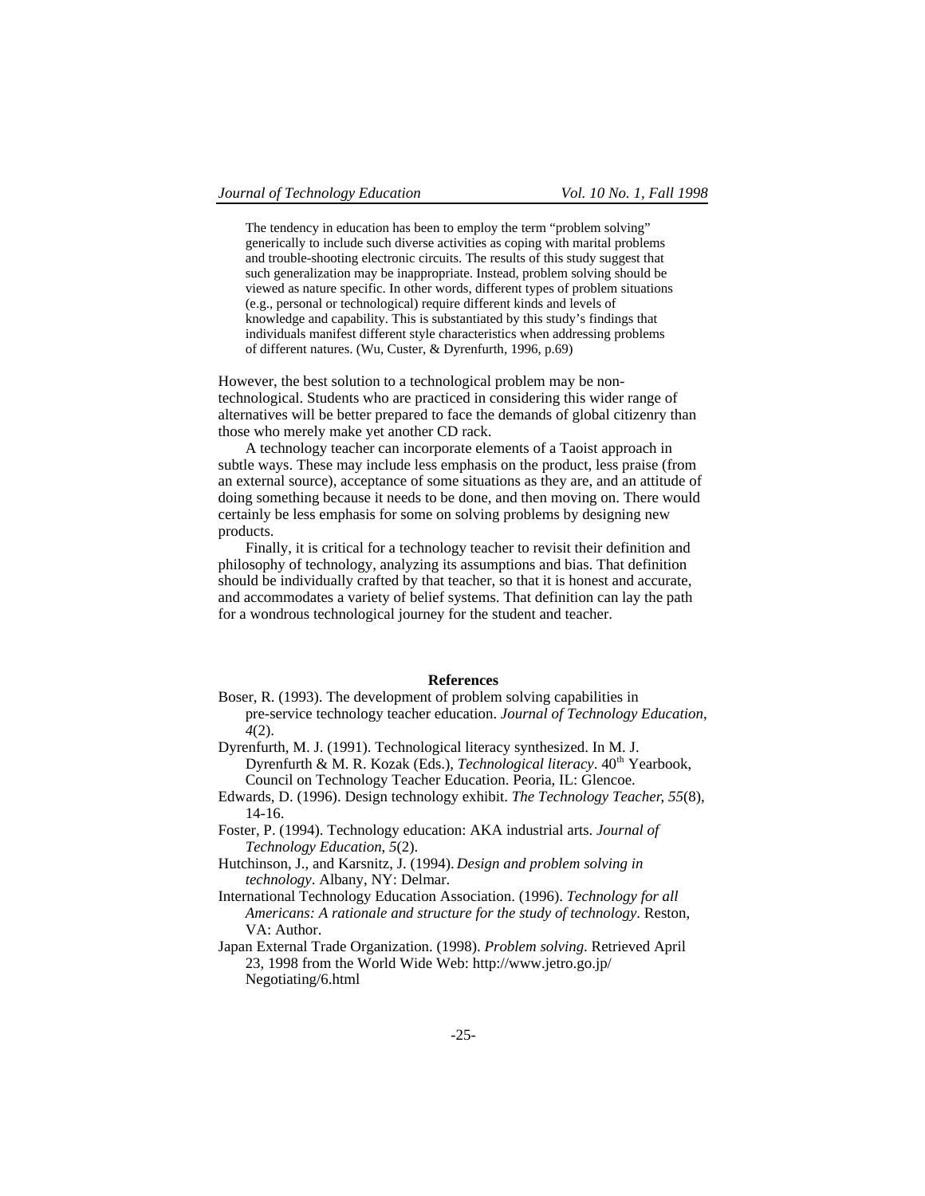> The tendency in education has been to employ the term "problem solving" generically to include such diverse activities as coping with marital problems and trouble-shooting electronic circuits. The results of this study suggest that such generalization may be inappropriate. Instead, problem solving should be viewed as nature specific. In other words, different types of problem situations (e.g., personal or technological) require different kinds and levels of knowledge and capability. This is substantiated by this study's findings that individuals manifest different style characteristics when addressing problems of different natures. (Wu, Custer, & Dyrenfurth, 1996, p.69)

However, the best solution to a technological problem may be non-technological. Students who are practiced in considering this wider range of alternatives will be better prepared to face the demands of global citizenry than those who merely make yet another CD rack.

A technology teacher can incorporate elements of a Taoist approach in subtle ways. These may include less emphasis on the product, less praise (from an external source), acceptance of some situations as they are, and an attitude of doing something because it needs to be done, and then moving on. There would certainly be less emphasis for some on solving problems by designing new products.

Finally, it is critical for a technology teacher to revisit their definition and philosophy of technology, analyzing its assumptions and bias. That definition should be individually crafted by that teacher, so that it is honest and accurate, and accommodates a variety of belief systems. That definition can lay the path for a wondrous technological journey for the student and teacher.

## References

Boser, R. (1993). The development of problem solving capabilities in pre-service technology teacher education. *Journal of Technology Education, 4*(2).

Dyrenfurth, M. J. (1991). Technological literacy synthesized. In M. J. Dyrenfurth & M. R. Kozak (Eds.), *Technological literacy*. 40th Yearbook, Council on Technology Teacher Education. Peoria, IL: Glencoe.

Edwards, D. (1996). Design technology exhibit. *The Technology Teacher, 55*(8), 14-16.

Foster, P. (1994). Technology education: AKA industrial arts. *Journal of Technology Education, 5*(2).

Hutchinson, J., and Karsnitz, J. (1994). *Design and problem solving in technology*. Albany, NY: Delmar.

International Technology Education Association. (1996). *Technology for all Americans: A rationale and structure for the study of technology*. Reston, VA: Author.

Japan External Trade Organization. (1998). *Problem solving*. Retrieved April 23, 1998 from the World Wide Web: http://www.jetro.go.jp/Negotiating/6.html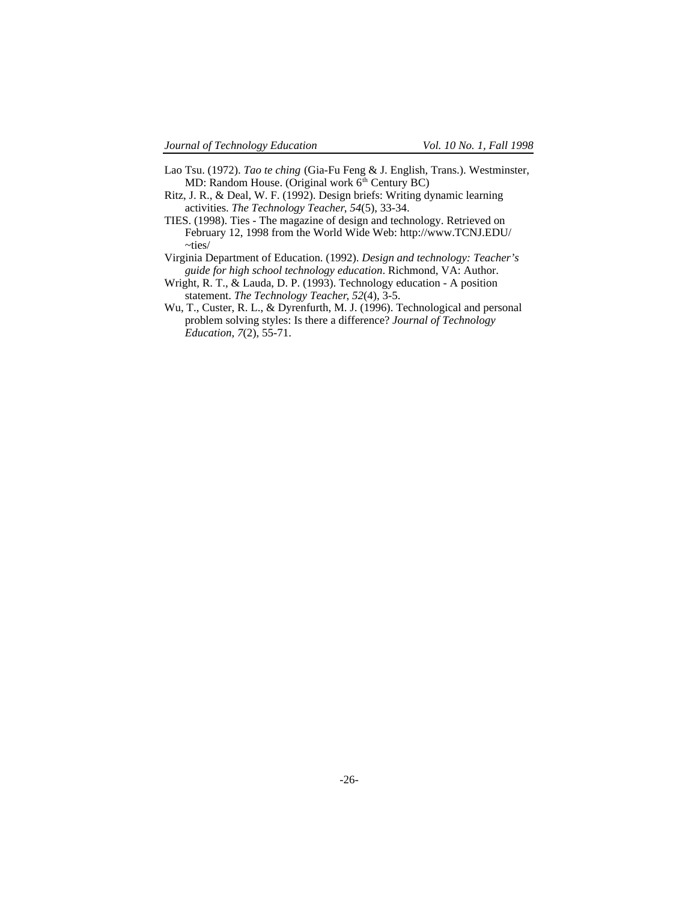Lao Tsu. (1972). *Tao te ching* (Gia-Fu Feng & J. English, Trans.). Westminster, MD: Random House. (Original work $6^{th}$ Century BC)

Ritz, J. R., & Deal, W. F. (1992). Design briefs: Writing dynamic learning activities. *The Technology Teacher, 54*(5), 33-34.

TIES. (1998). Ties - The magazine of design and technology. Retrieved on February 12, 1998 from the World Wide Web: http://www.TCNJ.EDU/~ties/

Virginia Department of Education. (1992). *Design and technology: Teacher's guide for high school technology education*. Richmond, VA: Author.

Wright, R. T., & Lauda, D. P. (1993). Technology education - A position statement. *The Technology Teacher, 52*(4), 3-5.

Wu, T., Custer, R. L., & Dyrenfurth, M. J. (1996). Technological and personal problem solving styles: Is there a difference? *Journal of Technology Education, 7*(2), 55-71.